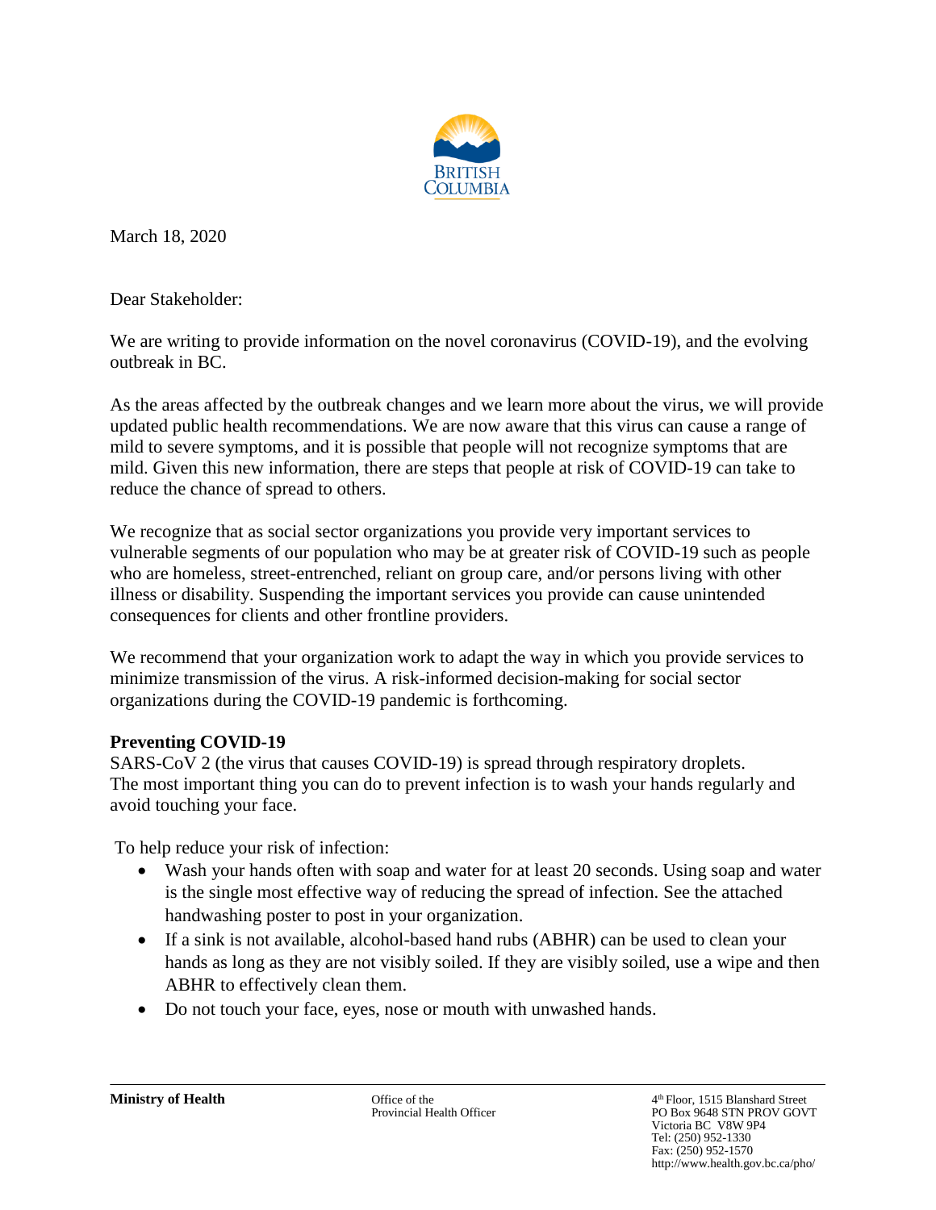BRITISH COLUMBIA

March 18, 2020

Dear Stakeholder:

We are writing to provide information on the novel coronavirus (COVID-19), and the evolving outbreak in BC.

As the areas affected by the outbreak changes and we learn more about the virus, we will provide updated public health recommendations. We are now aware that this virus can cause a range of mild to severe symptoms, and it is possible that people will not recognize symptoms that are mild. Given this new information, there are steps that people at risk of COVID-19 can take to reduce the chance of spread to others.

We recognize that as social sector organizations you provide very important services to vulnerable segments of our population who may be at greater risk of COVID-19 such as people who are homeless, street-entrenched, reliant on group care, and/or persons living with other illness or disability. Suspending the important services you provide can cause unintended consequences for clients and other frontline providers.

We recommend that your organization work to adapt the way in which you provide services to minimize transmission of the virus. A risk-informed decision-making for social sector organizations during the COVID-19 pandemic is forthcoming.

**Preventing COVID-19**

SARS-CoV 2 (the virus that causes COVID-19) is spread through respiratory droplets. The most important thing you can do to prevent infection is to wash your hands regularly and avoid touching your face.

To help reduce your risk of infection:

- Wash your hands often with soap and water for at least 20 seconds. Using soap and water is the single most effective way of reducing the spread of infection. See the attached handwashing poster to post in your organization.
- If a sink is not available, alcohol-based hand rubs (ABHR) can be used to clean your hands as long as they are not visibly soiled. If they are visibly soiled, use a wipe and then ABHR to effectively clean them.
- Do not touch your face, eyes, nose or mouth with unwashed hands.

**Ministry of Health** | Office of the Provincial Health Officer | 4th Floor, 1515 Blanshard Street, PO Box 9648 STN PROV GOVT, Victoria BC V8W 9P4, Tel: (250) 952-1330, Fax: (250) 952-1570, http://www.health.gov.bc.ca/pho/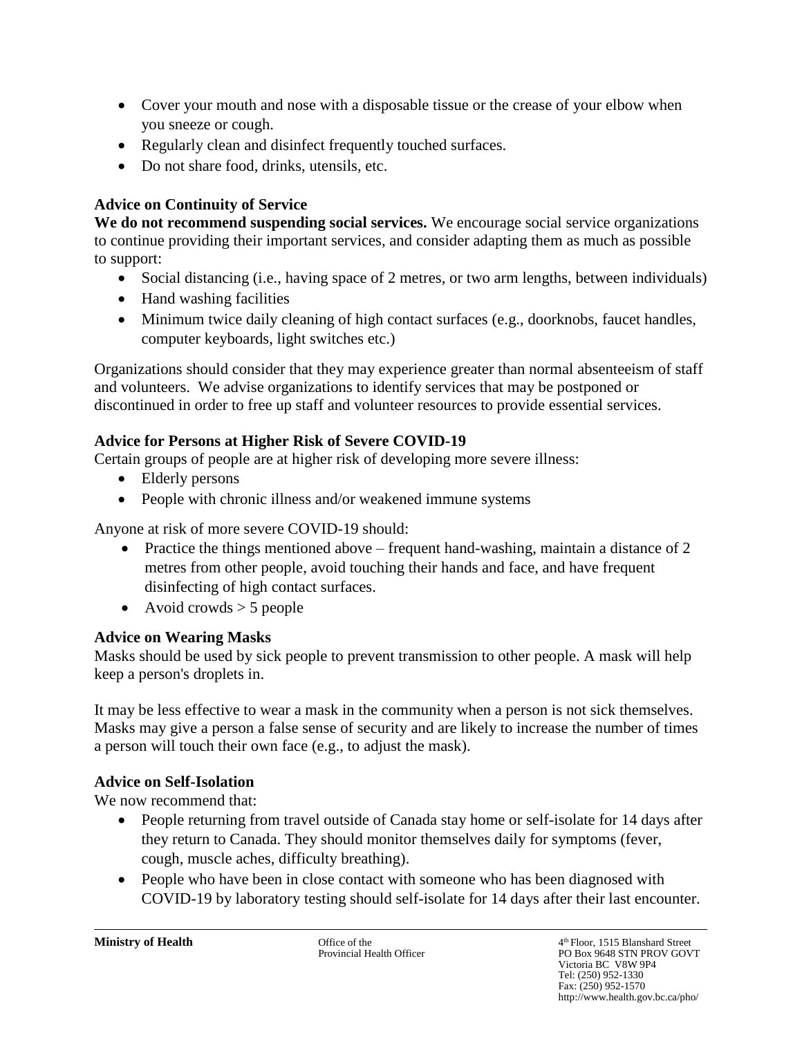- Cover your mouth and nose with a disposable tissue or the crease of your elbow when you sneeze or cough.
- Regularly clean and disinfect frequently touched surfaces.
- Do not share food, drinks, utensils, etc.

**Advice on Continuity of Service**

**We do not recommend suspending social services.** We encourage social service organizations to continue providing their important services, and consider adapting them as much as possible to support:

- Social distancing (i.e., having space of 2 metres, or two arm lengths, between individuals)
- Hand washing facilities
- Minimum twice daily cleaning of high contact surfaces (e.g., doorknobs, faucet handles, computer keyboards, light switches etc.)

Organizations should consider that they may experience greater than normal absenteeism of staff and volunteers. We advise organizations to identify services that may be postponed or discontinued in order to free up staff and volunteer resources to provide essential services.

**Advice for Persons at Higher Risk of Severe COVID-19**

Certain groups of people are at higher risk of developing more severe illness:

- Elderly persons
- People with chronic illness and/or weakened immune systems

Anyone at risk of more severe COVID-19 should:

- Practice the things mentioned above – frequent hand-washing, maintain a distance of 2 metres from other people, avoid touching their hands and face, and have frequent disinfecting of high contact surfaces.
- Avoid crowds > 5 people

**Advice on Wearing Masks**

Masks should be used by sick people to prevent transmission to other people. A mask will help keep a person's droplets in.

It may be less effective to wear a mask in the community when a person is not sick themselves. Masks may give a person a false sense of security and are likely to increase the number of times a person will touch their own face (e.g., to adjust the mask).

**Advice on Self-Isolation**

We now recommend that:

- People returning from travel outside of Canada stay home or self-isolate for 14 days after they return to Canada. They should monitor themselves daily for symptoms (fever, cough, muscle aches, difficulty breathing).
- People who have been in close contact with someone who has been diagnosed with COVID-19 by laboratory testing should self-isolate for 14 days after their last encounter.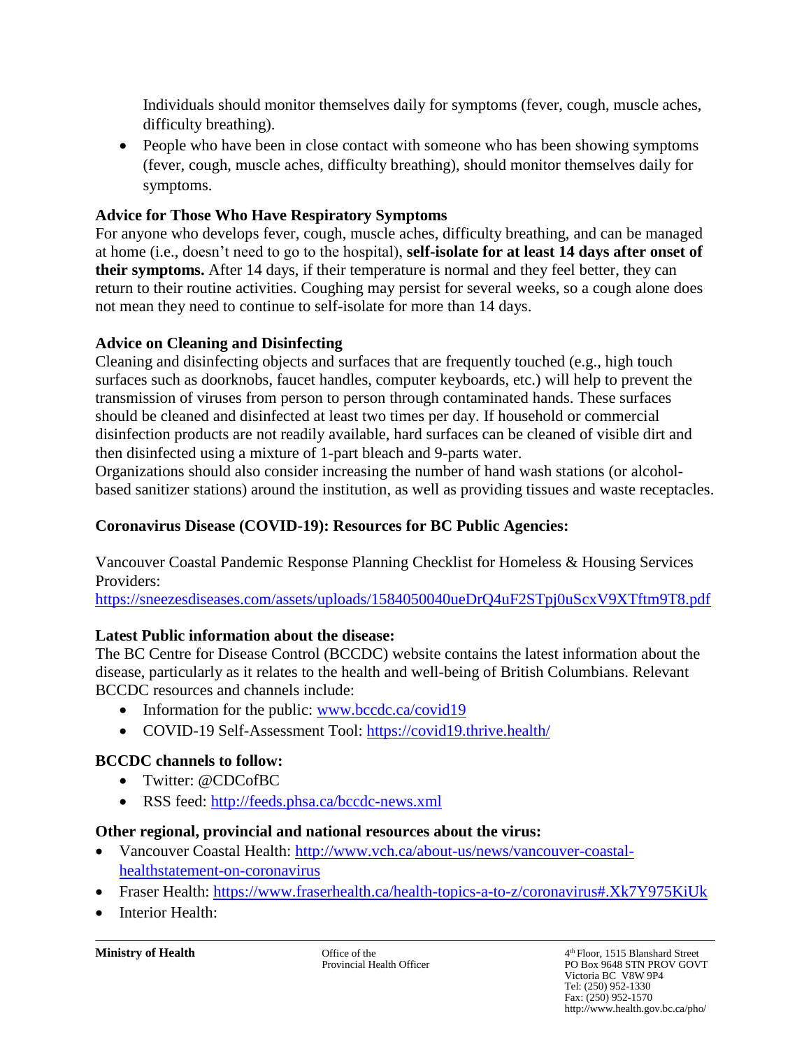Individuals should monitor themselves daily for symptoms (fever, cough, muscle aches, difficulty breathing).

- People who have been in close contact with someone who has been showing symptoms (fever, cough, muscle aches, difficulty breathing), should monitor themselves daily for symptoms.

**Advice for Those Who Have Respiratory Symptoms**

For anyone who develops fever, cough, muscle aches, difficulty breathing, and can be managed at home (i.e., doesn't need to go to the hospital), **self-isolate for at least 14 days after onset of their symptoms.** After 14 days, if their temperature is normal and they feel better, they can return to their routine activities. Coughing may persist for several weeks, so a cough alone does not mean they need to continue to self-isolate for more than 14 days.

**Advice on Cleaning and Disinfecting**

Cleaning and disinfecting objects and surfaces that are frequently touched (e.g., high touch surfaces such as doorknobs, faucet handles, computer keyboards, etc.) will help to prevent the transmission of viruses from person to person through contaminated hands. These surfaces should be cleaned and disinfected at least two times per day. If household or commercial disinfection products are not readily available, hard surfaces can be cleaned of visible dirt and then disinfected using a mixture of 1-part bleach and 9-parts water.

Organizations should also consider increasing the number of hand wash stations (or alcohol-based sanitizer stations) around the institution, as well as providing tissues and waste receptacles.

**Coronavirus Disease (COVID-19): Resources for BC Public Agencies:**

Vancouver Coastal Pandemic Response Planning Checklist for Homeless & Housing Services Providers:
https://sneezesdiseases.com/assets/uploads/1584050040ueDrQ4uF2STpj0uScxV9XTftm9T8.pdf

**Latest Public information about the disease:**

The BC Centre for Disease Control (BCCDC) website contains the latest information about the disease, particularly as it relates to the health and well-being of British Columbians. Relevant BCCDC resources and channels include:

- Information for the public: www.bccdc.ca/covid19
- COVID-19 Self-Assessment Tool: https://covid19.thrive.health/

**BCCDC channels to follow:**

- Twitter: @CDCofBC
- RSS feed: http://feeds.phsa.ca/bccdc-news.xml

**Other regional, provincial and national resources about the virus:**

- Vancouver Coastal Health: http://www.vch.ca/about-us/news/vancouver-coastal-healthstatement-on-coronavirus
- Fraser Health: https://www.fraserhealth.ca/health-topics-a-to-z/coronavirus#.Xk7Y975KiUk
- Interior Health: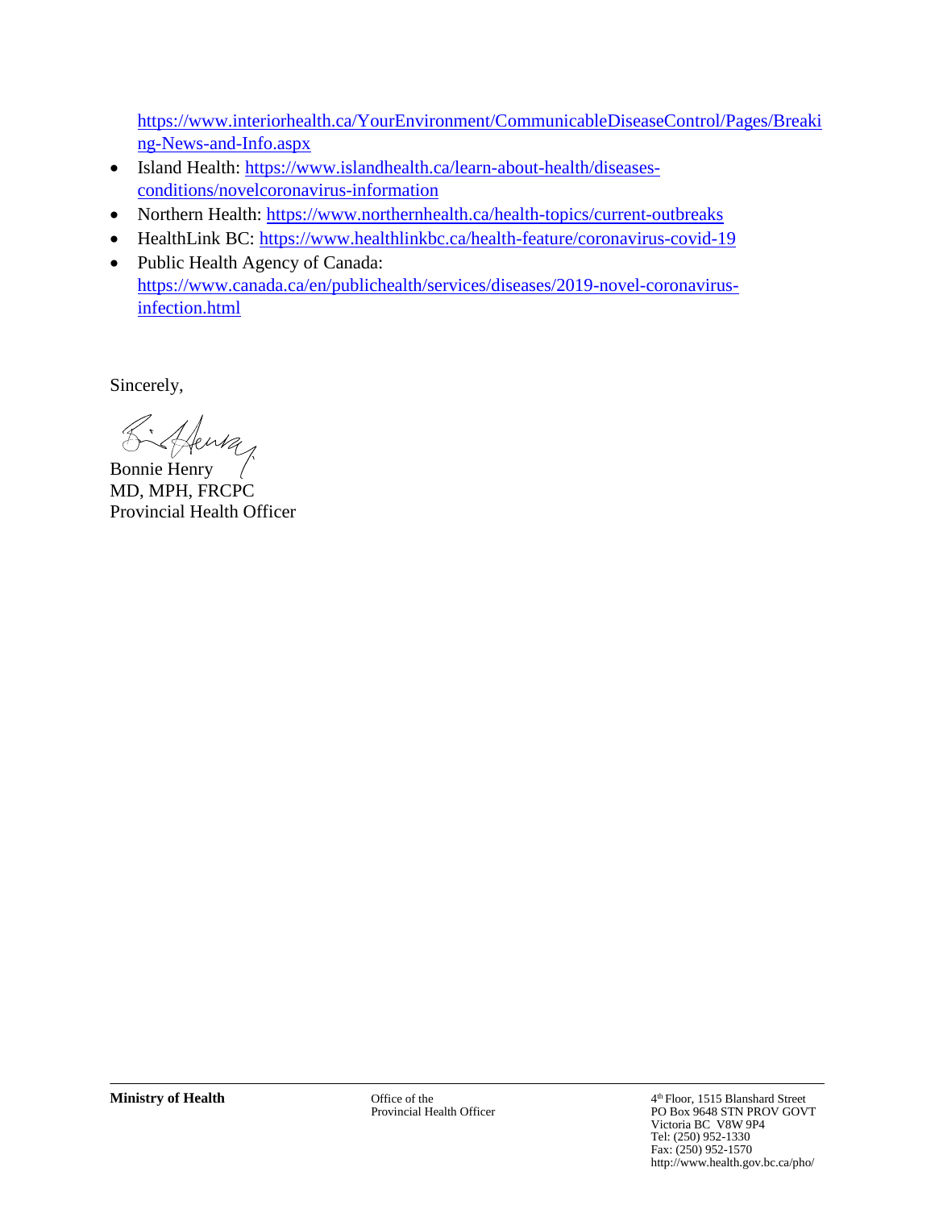https://www.interiorhealth.ca/YourEnvironment/CommunicableDiseaseControl/Pages/Breaking-News-and-Info.aspx

- Island Health: https://www.islandhealth.ca/learn-about-health/diseases-conditions/novelcoronavirus-information
- Northern Health: https://www.northernhealth.ca/health-topics/current-outbreaks
- HealthLink BC: https://www.healthlinkbc.ca/health-feature/coronavirus-covid-19
- Public Health Agency of Canada: https://www.canada.ca/en/publichealth/services/diseases/2019-novel-coronavirus-infection.html

Sincerely,

Bonnie Henry
MD, MPH, FRCPC
Provincial Health Officer

**Ministry of Health**

Office of the
Provincial Health Officer

4th Floor, 1515 Blanshard Street
PO Box 9648 STN PROV GOVT
Victoria BC V8W 9P4
Tel: (250) 952-1330
Fax: (250) 952-1570
http://www.health.gov.bc.ca/pho/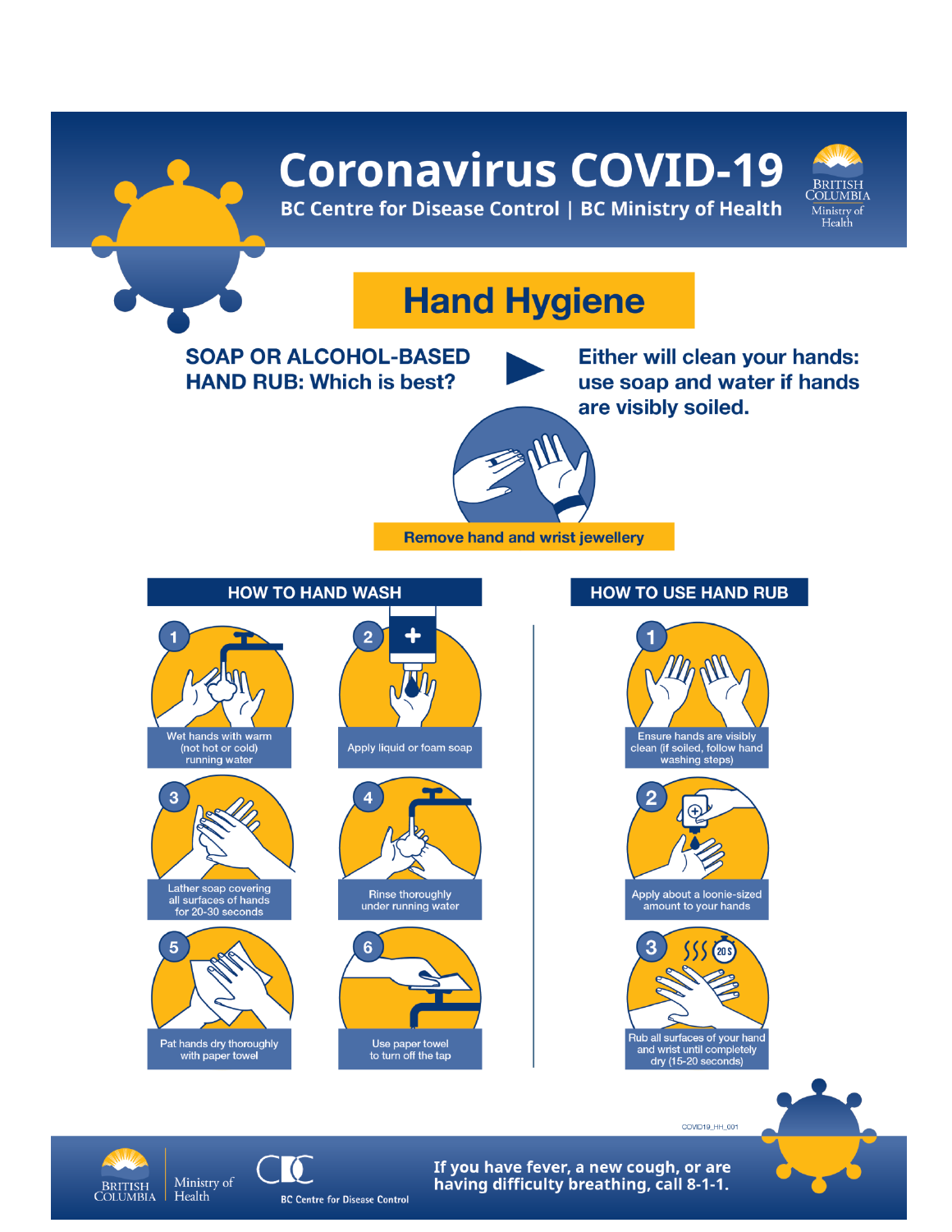# Coronavirus COVID-19

BC Centre for Disease Control | BC Ministry of Health

BRITISH COLUMBIA
Ministry of Health

## Hand Hygiene

**SOAP OR ALCOHOL-BASED HAND RUB: Which is best?**

**Either will clean your hands: use soap and water if hands are visibly soiled.**

**Remove hand and wrist jewellery**

### HOW TO HAND WASH

1. Wet hands with warm (not hot or cold) running water
2. Apply liquid or foam soap
3. Lather soap covering all surfaces of hands for 20-30 seconds
4. Rinse thoroughly under running water
5. Pat hands dry thoroughly with paper towel
6. Use paper towel to turn off the tap

### HOW TO USE HAND RUB

1. Ensure hands are visibly clean (if soiled, follow hand washing steps)
2. Apply about a loonie-sized amount to your hands
3. Rub all surfaces of your hand and wrist until completely dry (15-20 seconds)

COVID19_HH_001

BRITISH COLUMBIA | Ministry of Health

BC Centre for Disease Control

**If you have fever, a new cough, or are having difficulty breathing, call 8-1-1.**